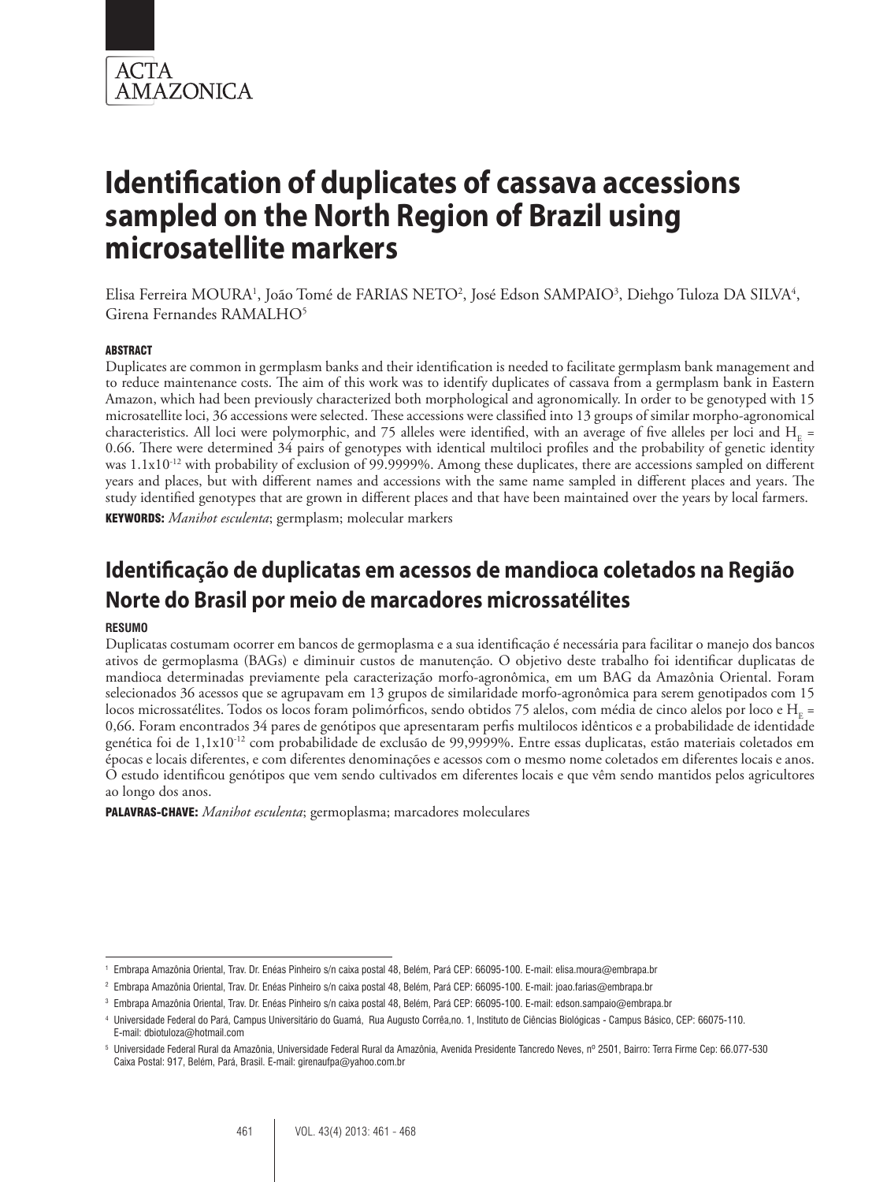ACTA AMAZONICA

# Identification of duplicates of cassava accessions sampled on the North Region of Brazil using microsatellite markers

Elisa Ferreira MOURA[1], João Tomé de FARIAS NETO[2], José Edson SAMPAIO[3], Diehgo Tuloza DA SILVA[4], Girena Fernandes RAMALHO[5]

### ABSTRACT

Duplicates are common in germplasm banks and their identification is needed to facilitate germplasm bank management and to reduce maintenance costs. The aim of this work was to identify duplicates of cassava from a germplasm bank in Eastern Amazon, which had been previously characterized both morphological and agronomically. In order to be genotyped with 15 microsatellite loci, 36 accessions were selected. These accessions were classified into 13 groups of similar morpho-agronomical characteristics. All loci were polymorphic, and 75 alleles were identified, with an average of five alleles per loci and $H_E$ = 0.66. There were determined 34 pairs of genotypes with identical multiloci profiles and the probability of genetic identity was $1.1 \times 10^{-12}$ with probability of exclusion of 99.9999%. Among these duplicates, there are accessions sampled on different years and places, but with different names and accessions with the same name sampled in different places and years. The study identified genotypes that are grown in different places and that have been maintained over the years by local farmers.

**KEYWORDS:** *Manihot esculenta*; germplasm; molecular markers

# Identificação de duplicatas em acessos de mandioca coletados na Região Norte do Brasil por meio de marcadores microssatélites

### RESUMO

Duplicatas costumam ocorrer em bancos de germoplasma e a sua identificação é necessária para facilitar o manejo dos bancos ativos de germoplasma (BAGs) e diminuir custos de manutenção. O objetivo deste trabalho foi identificar duplicatas de mandioca determinadas previamente pela caracterização morfo-agronômica, em um BAG da Amazônia Oriental. Foram selecionados 36 acessos que se agrupavam em 13 grupos de similaridade morfo-agronômica para serem genotipados com 15 locos microssatélites. Todos os locos foram polimórficos, sendo obtidos 75 alelos, com média de cinco alelos por loco e $H_E$ = 0,66. Foram encontrados 34 pares de genótipos que apresentaram perfis multilocos idênticos e a probabilidade de identidade genética foi de $1,1 \times 10^{-12}$ com probabilidade de exclusão de 99,9999%. Entre essas duplicatas, estão materiais coletados em épocas e locais diferentes, e com diferentes denominações e acessos com o mesmo nome coletados em diferentes locais e anos. O estudo identificou genótipos que vem sendo cultivados em diferentes locais e que vêm sendo mantidos pelos agricultores ao longo dos anos.

**PALAVRAS-CHAVE:** *Manihot esculenta*; germoplasma; marcadores moleculares

---

[1] Embrapa Amazônia Oriental, Trav. Dr. Enéas Pinheiro s/n caixa postal 48, Belém, Pará CEP: 66095-100. E-mail: elisa.moura@embrapa.br

[2] Embrapa Amazônia Oriental, Trav. Dr. Enéas Pinheiro s/n caixa postal 48, Belém, Pará CEP: 66095-100. E-mail: joao.farias@embrapa.br

[3] Embrapa Amazônia Oriental, Trav. Dr. Enéas Pinheiro s/n caixa postal 48, Belém, Pará CEP: 66095-100. E-mail: edson.sampaio@embrapa.br

[4] Universidade Federal do Pará, Campus Universitário do Guamá, Rua Augusto Corrêa,no. 1, Instituto de Ciências Biológicas - Campus Básico, CEP: 66075-110. E-mail: dbiotuloza@hotmail.com

[5] Universidade Federal Rural da Amazônia, Universidade Federal Rural da Amazônia, Avenida Presidente Tancredo Neves, nº 2501, Bairro: Terra Firme Cep: 66.077-530 Caixa Postal: 917, Belém, Pará, Brasil. E-mail: girenaufpa@yahoo.com.br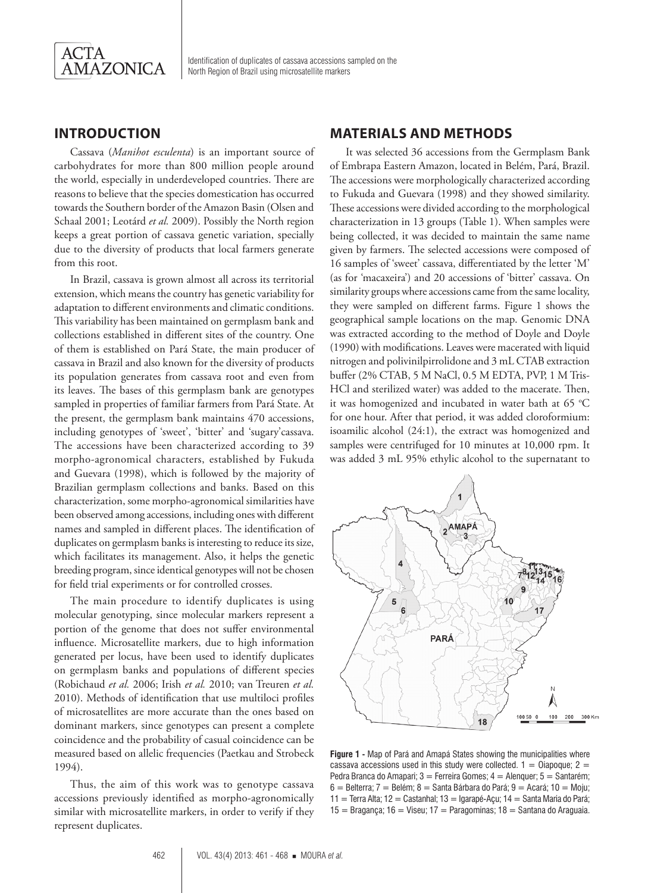## INTRODUCTION

Cassava (*Manihot esculenta*) is an important source of carbohydrates for more than 800 million people around the world, especially in underdeveloped countries. There are reasons to believe that the species domestication has occurred towards the Southern border of the Amazon Basin (Olsen and Schaal 2001; Leotárd *et al.* 2009). Possibly the North region keeps a great portion of cassava genetic variation, specially due to the diversity of products that local farmers generate from this root.

In Brazil, cassava is grown almost all across its territorial extension, which means the country has genetic variability for adaptation to different environments and climatic conditions. This variability has been maintained on germplasm bank and collections established in different sites of the country. One of them is established on Pará State, the main producer of cassava in Brazil and also known for the diversity of products its population generates from cassava root and even from its leaves. The bases of this germplasm bank are genotypes sampled in properties of familiar farmers from Pará State. At the present, the germplasm bank maintains 470 accessions, including genotypes of 'sweet', 'bitter' and 'sugary' cassava. The accessions have been characterized according to 39 morpho-agronomical characters, established by Fukuda and Guevara (1998), which is followed by the majority of Brazilian germplasm collections and banks. Based on this characterization, some morpho-agronomical similarities have been observed among accessions, including ones with different names and sampled in different places. The identification of duplicates on germplasm banks is interesting to reduce its size, which facilitates its management. Also, it helps the genetic breeding program, since identical genotypes will not be chosen for field trial experiments or for controlled crosses.

The main procedure to identify duplicates is using molecular genotyping, since molecular markers represent a portion of the genome that does not suffer environmental influence. Microsatellite markers, due to high information generated per locus, have been used to identify duplicates on germplasm banks and populations of different species (Robichaud *et al.* 2006; Irish *et al.* 2010; van Treuren *et al.* 2010). Methods of identification that use multiloci profiles of microsatellites are more accurate than the ones based on dominant markers, since genotypes can present a complete coincidence and the probability of casual coincidence can be measured based on allelic frequencies (Paetkau and Strobeck 1994).

Thus, the aim of this work was to genotype cassava accessions previously identified as morpho-agronomically similar with microsatellite markers, in order to verify if they represent duplicates.

## MATERIALS AND METHODS

It was selected 36 accessions from the Germplasm Bank of Embrapa Eastern Amazon, located in Belém, Pará, Brazil. The accessions were morphologically characterized according to Fukuda and Guevara (1998) and they showed similarity. These accessions were divided according to the morphological characterization in 13 groups (Table 1). When samples were being collected, it was decided to maintain the same name given by farmers. The selected accessions were composed of 16 samples of 'sweet' cassava, differentiated by the letter 'M' (as for 'macaxeira') and 20 accessions of 'bitter' cassava. On similarity groups where accessions came from the same locality, they were sampled on different farms. Figure 1 shows the geographical sample locations on the map. Genomic DNA was extracted according to the method of Doyle and Doyle (1990) with modifications. Leaves were macerated with liquid nitrogen and polivinilpirrolidone and 3 mL CTAB extraction buffer (2% CTAB, 5 M NaCl, 0.5 M EDTA, PVP, 1 M Tris-HCl and sterilized water) was added to the macerate. Then, it was homogenized and incubated in water bath at 65 °C for one hour. After that period, it was added cloroformium: isoamilic alcohol (24:1), the extract was homogenized and samples were centrifuged for 10 minutes at 10,000 rpm. It was added 3 mL 95% ethylic alcohol to the supernatant to

**Figure 1 -** Map of Pará and Amapá States showing the municipalities where cassava accessions used in this study were collected. 1 = Oiapoque; 2 = Pedra Branca do Amapari; 3 = Ferreira Gomes; 4 = Alenquer; 5 = Santarém; 6 = Belterra; 7 = Belém; 8 = Santa Bárbara do Pará; 9 = Acará; 10 = Moju; 11 = Terra Alta; 12 = Castanhal; 13 = Igarapé-Açu; 14 = Santa Maria do Pará; 15 = Bragança; 16 = Viseu; 17 = Paragominas; 18 = Santana do Araguaia.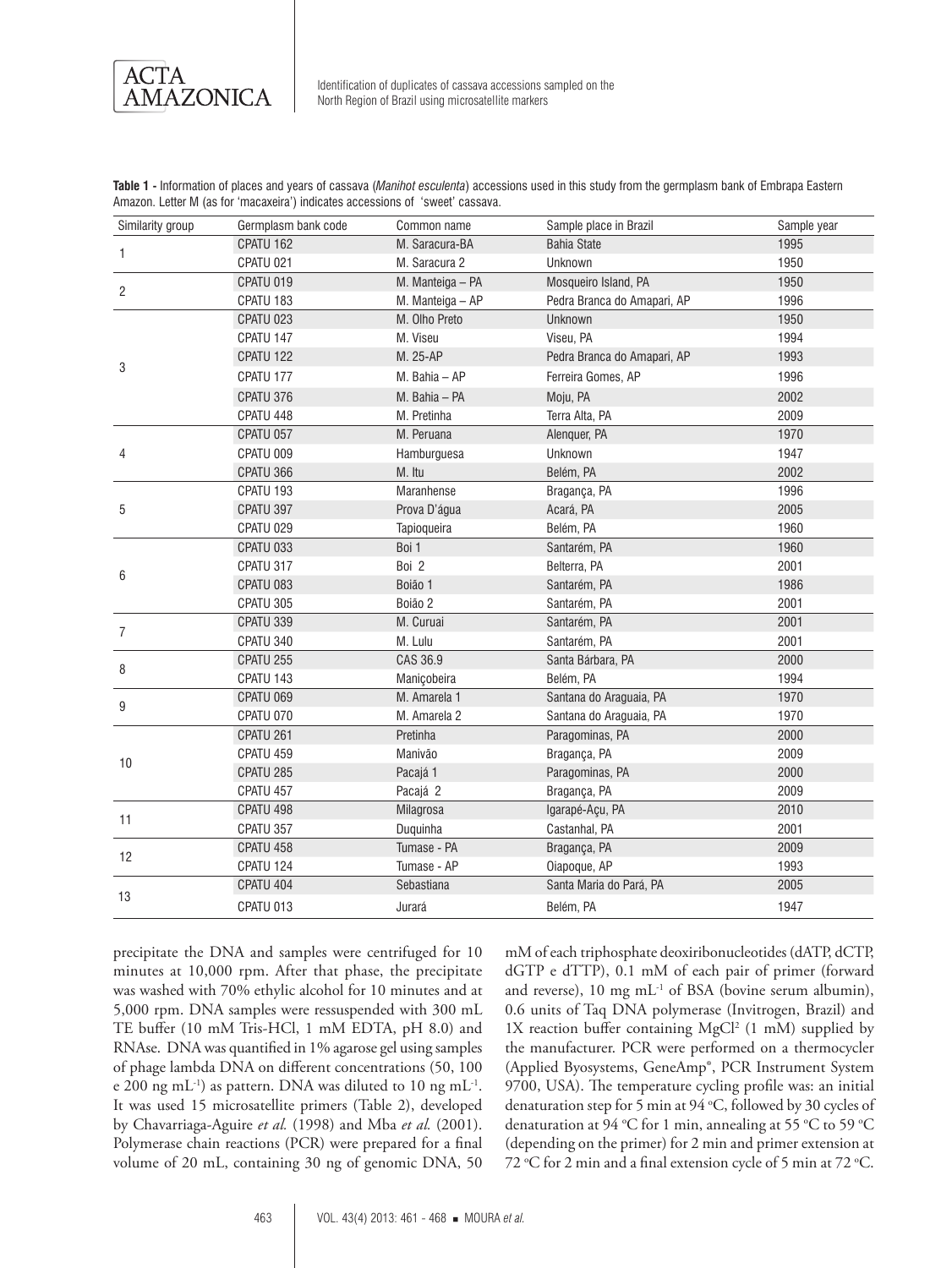**Table 1 -** Information of places and years of cassava (*Manihot esculenta*) accessions used in this study from the germplasm bank of Embrapa Eastern Amazon. Letter M (as for 'macaxeira') indicates accessions of 'sweet' cassava.

| Similarity group | Germplasm bank code | Common name | Sample place in Brazil | Sample year |
|---|---|---|---|---|
| 1 | CPATU 162 | M. Saracura-BA | Bahia State | 1995 |
| | CPATU 021 | M. Saracura 2 | Unknown | 1950 |
| 2 | CPATU 019 | M. Manteiga – PA | Mosqueiro Island, PA | 1950 |
| | CPATU 183 | M. Manteiga – AP | Pedra Branca do Amapari, AP | 1996 |
| 3 | CPATU 023 | M. Olho Preto | Unknown | 1950 |
| | CPATU 147 | M. Viseu | Viseu, PA | 1994 |
| | CPATU 122 | M. 25-AP | Pedra Branca do Amapari, AP | 1993 |
| | CPATU 177 | M. Bahia – AP | Ferreira Gomes, AP | 1996 |
| | CPATU 376 | M. Bahia – PA | Moju, PA | 2002 |
| | CPATU 448 | M. Pretinha | Terra Alta, PA | 2009 |
| 4 | CPATU 057 | M. Peruana | Alenquer, PA | 1970 |
| | CPATU 009 | Hamburguesa | Unknown | 1947 |
| | CPATU 366 | M. Itu | Belém, PA | 2002 |
| 5 | CPATU 193 | Maranhense | Bragança, PA | 1996 |
| | CPATU 397 | Prova D'água | Acará, PA | 2005 |
| | CPATU 029 | Tapioqueira | Belém, PA | 1960 |
| 6 | CPATU 033 | Boi 1 | Santarém, PA | 1960 |
| | CPATU 317 | Boi 2 | Belterra, PA | 2001 |
| | CPATU 083 | Boião 1 | Santarém, PA | 1986 |
| | CPATU 305 | Boião 2 | Santarém, PA | 2001 |
| 7 | CPATU 339 | M. Curuai | Santarém, PA | 2001 |
| | CPATU 340 | M. Lulu | Santarém, PA | 2001 |
| 8 | CPATU 255 | CAS 36.9 | Santa Bárbara, PA | 2000 |
| | CPATU 143 | Maniçobeira | Belém, PA | 1994 |
| 9 | CPATU 069 | M. Amarela 1 | Santana do Araguaia, PA | 1970 |
| | CPATU 070 | M. Amarela 2 | Santana do Araguaia, PA | 1970 |
| 10 | CPATU 261 | Pretinha | Paragominas, PA | 2000 |
| | CPATU 459 | Manivão | Bragança, PA | 2009 |
| | CPATU 285 | Pacajá 1 | Paragominas, PA | 2000 |
| | CPATU 457 | Pacajá 2 | Bragança, PA | 2009 |
| 11 | CPATU 498 | Milagrosa | Igarapé-Açu, PA | 2010 |
| | CPATU 357 | Duquinha | Castanhal, PA | 2001 |
| 12 | CPATU 458 | Tumase - PA | Bragança, PA | 2009 |
| | CPATU 124 | Tumase - AP | Oiapoque, AP | 1993 |
| 13 | CPATU 404 | Sebastiana | Santa Maria do Pará, PA | 2005 |
| | CPATU 013 | Jurará | Belém, PA | 1947 |

precipitate the DNA and samples were centrifuged for 10 minutes at 10,000 rpm. After that phase, the precipitate was washed with 70% ethylic alcohol for 10 minutes and at 5,000 rpm. DNA samples were ressuspended with 300 mL TE buffer (10 mM Tris-HCl, 1 mM EDTA, pH 8.0) and RNAse. DNA was quantified in 1% agarose gel using samples of phage lambda DNA on different concentrations (50, 100 e 200 ng $mL^{-1}$) as pattern. DNA was diluted to 10 ng $mL^{-1}$. It was used 15 microsatellite primers (Table 2), developed by Chavarriaga-Aguire *et al.* (1998) and Mba *et al.* (2001). Polymerase chain reactions (PCR) were prepared for a final volume of 20 mL, containing 30 ng of genomic DNA, 50 mM of each triphosphate deoxiribonucleotides (dATP, dCTP, dGTP e dTTP), 0.1 mM of each pair of primer (forward and reverse), 10 mg $mL^{-1}$ of BSA (bovine serum albumin), 0.6 units of Taq DNA polymerase (Invitrogen, Brazil) and 1X reaction buffer containing $MgCl^2$ (1 mM) supplied by the manufacturer. PCR were performed on a thermocycler (Applied Byosystems, GeneAmp®, PCR Instrument System 9700, USA). The temperature cycling profile was: an initial denaturation step for 5 min at 94 °C, followed by 30 cycles of denaturation at 94 °C for 1 min, annealing at 55 °C to 59 °C (depending on the primer) for 2 min and primer extension at 72 °C for 2 min and a final extension cycle of 5 min at 72 °C.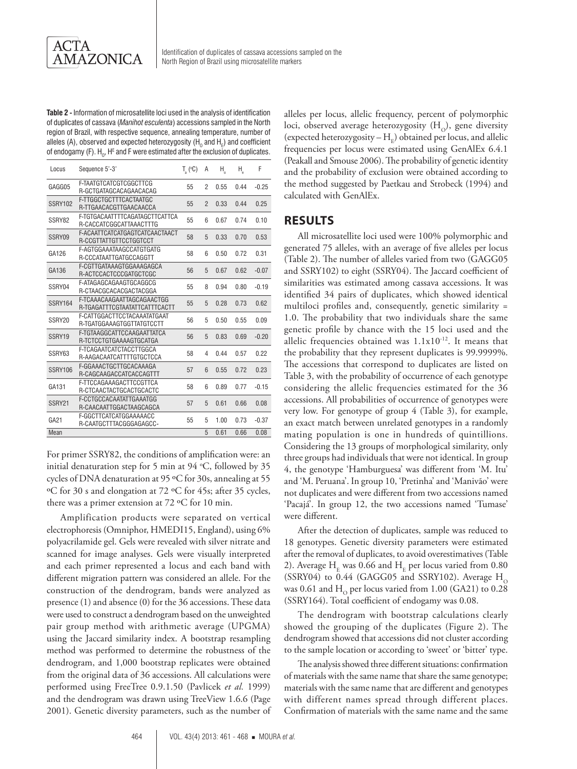**Table 2 -** Information of microsatellite loci used in the analysis of identification of duplicates of cassava (*Manihot esculenta*) accessions sampled in the North region of Brazil, with respective sequence, annealing temperature, number of alleles (A), observed and expected heterozygosity ($H_O$ and $H_E$) and coefficient of endogamy (F). $H_O$, $H^E$ and F were estimated after the exclusion of duplicates.

| Locus | Sequence 5'-3' | $T_a$ (ºC) | A | $H_o$ | $H_e$ | F |
|---|---|---|---|---|---|---|
| GAGG05 | F-TAATGTCATCGTCGGCTTCG<br>R-GCTGATAGCACAGAACACAG | 55 | 2 | 0.55 | 0.44 | -0.25 |
| SSRY102 | F-TTGGCTGCTTTCACTAATGC<br>R-TTGAACACGTTGAACAACCA | 55 | 2 | 0.33 | 0.44 | 0.25 |
| SSRY82 | F-TGTGACAATTTTCAGATAGCTTCATTCA<br>R-CACCATCGGCATTAAACTTTG | 55 | 6 | 0.67 | 0.74 | 0.10 |
| SSRY09 | F-ACAATTCATCATGAGTCATCAACTAACT<br>R-CCGTTATTGTTCCTGGTCCT | 58 | 5 | 0.33 | 0.70 | 0.53 |
| GA126 | F-AGTGGAAATAAGCCATGTGATG<br>R-CCCATAATTGATGCCAGGTT | 58 | 6 | 0.50 | 0.72 | 0.31 |
| GA136 | F-CGTTGATAAAGTGGAAAGAGCA<br>R-ACTCCACTCCCGATGCTCGC | 56 | 5 | 0.67 | 0.62 | -0.07 |
| SSRY04 | F-ATAGAGCAGAAGTGCAGGCG<br>R-CTAACGCACACGACTACGGA | 55 | 8 | 0.94 | 0.80 | -0.19 |
| SSRY164 | F-TCAAACAAGAATTAGCAGAACTGG<br>R-TGAGATTTCGTAATATTCATTTCACTT | 55 | 5 | 0.28 | 0.73 | 0.62 |
| SSRY20 | F-CATTGGACTTCCTACAAATATGAAT<br>R-TGATGGAAAGTGGTTATGTCCTT | 56 | 5 | 0.50 | 0.55 | 0.09 |
| SSRY19 | F-TGTAAGGCATTCCAAGAATTATCA<br>R-TCTCCTGTGAAAAGTGCATGA | 56 | 5 | 0.83 | 0.69 | -0.20 |
| SSRY63 | F-TCAGAATCATCTACCTTGGCA<br>R-AAGACAATCATTTTGTGCTCCA | 58 | 4 | 0.44 | 0.57 | 0.22 |
| SSRY106 | F-GGAAACTGCTTGCACAAAGA<br>R-CAGCAAGACCATCACCAGTTT | 57 | 6 | 0.55 | 0.72 | 0.23 |
| GA131 | F-TTCCAGAAAGACTTCCGTTCA<br>R-CTCAACTACTGCACTGCACTC | 58 | 6 | 0.89 | 0.77 | -0.15 |
| SSRY21 | F-CCTGCCACAATATTGAAATGG<br>R-CAACAATTGGACTAAGCAGCA | 57 | 5 | 0.61 | 0.66 | 0.08 |
| GA21 | F-GGCTTCATCATGGAAAAACC<br>R-CAATGCTTTACGGGAGAGCC- | 55 | 5 | 1.00 | 0.73 | -0.37 |
| Mean | | | 5 | 0.61 | 0.66 | 0.08 |

For primer SSRY82, the conditions of amplification were: an initial denaturation step for 5 min at 94 ºC, followed by 35 cycles of DNA denaturation at 95 ºC for 30s, annealing at 55 ºC for 30 s and elongation at 72 ºC for 45s; after 35 cycles, there was a primer extension at 72 ºC for 10 min.

Amplification products were separated on vertical electrophoresis (Omniphor, HMEDI15, England), using 6% polyacrilamide gel. Gels were revealed with silver nitrate and scanned for image analyses. Gels were visually interpreted and each primer represented a locus and each band with different migration pattern was considered an allele. For the construction of the dendrogram, bands were analyzed as presence (1) and absence (0) for the 36 accessions. These data were used to construct a dendrogram based on the unweighted pair group method with arithmetic average (UPGMA) using the Jaccard similarity index. A bootstrap resampling method was performed to determine the robustness of the dendrogram, and 1,000 bootstrap replicates were obtained from the original data of 36 accessions. All calculations were performed using FreeTree 0.9.1.50 (Pavlicek *et al.* 1999) and the dendrogram was drawn using TreeView 1.6.6 (Page 2001). Genetic diversity parameters, such as the number of alleles per locus, allelic frequency, percent of polymorphic loci, observed average heterozygosity ($H_O$), gene diversity (expected heterozygosity – $H_E$) obtained per locus, and allelic frequencies per locus were estimated using GenAlEx 6.4.1 (Peakall and Smouse 2006). The probability of genetic identity and the probability of exclusion were obtained according to the method suggested by Paetkau and Strobeck (1994) and calculated with GenAlEx.

## RESULTS

All microsatellite loci used were 100% polymorphic and generated 75 alleles, with an average of five alleles per locus (Table 2). The number of alleles varied from two (GAGG05 and SSRY102) to eight (SSRY04). The Jaccard coefficient of similarities was estimated among cassava accessions. It was identified 34 pairs of duplicates, which showed identical multiloci profiles and, consequently, genetic similarity = 1.0. The probability that two individuals share the same genetic profile by chance with the 15 loci used and the allelic frequencies obtained was $1.1 \times 10^{-12}$. It means that the probability that they represent duplicates is 99.9999%. The accessions that correspond to duplicates are listed on Table 3, with the probability of occurrence of each genotype considering the allelic frequencies estimated for the 36 accessions. All probabilities of occurrence of genotypes were very low. For genotype of group 4 (Table 3), for example, an exact match between unrelated genotypes in a randomly mating population is one in hundreds of quintillions. Considering the 13 groups of morphological similarity, only three groups had individuals that were not identical. In group 4, the genotype 'Hamburguesa' was different from 'M. Itu' and 'M. Peruana'. In group 10, 'Pretinha' and 'Manivão' were not duplicates and were different from two accessions named 'Pacajá'. In group 12, the two accessions named 'Tumase' were different.

After the detection of duplicates, sample was reduced to 18 genotypes. Genetic diversity parameters were estimated after the removal of duplicates, to avoid overestimatives (Table 2). Average $H_E$ was 0.66 and $H_E$ per locus varied from 0.80 (SSRY04) to 0.44 (GAGG05 and SSRY102). Average $H_O$ was 0.61 and $H_O$ per locus varied from 1.00 (GA21) to 0.28 (SSRY164). Total coefficient of endogamy was 0.08.

The dendrogram with bootstrap calculations clearly showed the grouping of the duplicates (Figure 2). The dendrogram showed that accessions did not cluster according to the sample location or according to 'sweet' or 'bitter' type.

The analysis showed three different situations: confirmation of materials with the same name that share the same genotype; materials with the same name that are different and genotypes with different names spread through different places. Confirmation of materials with the same name and the same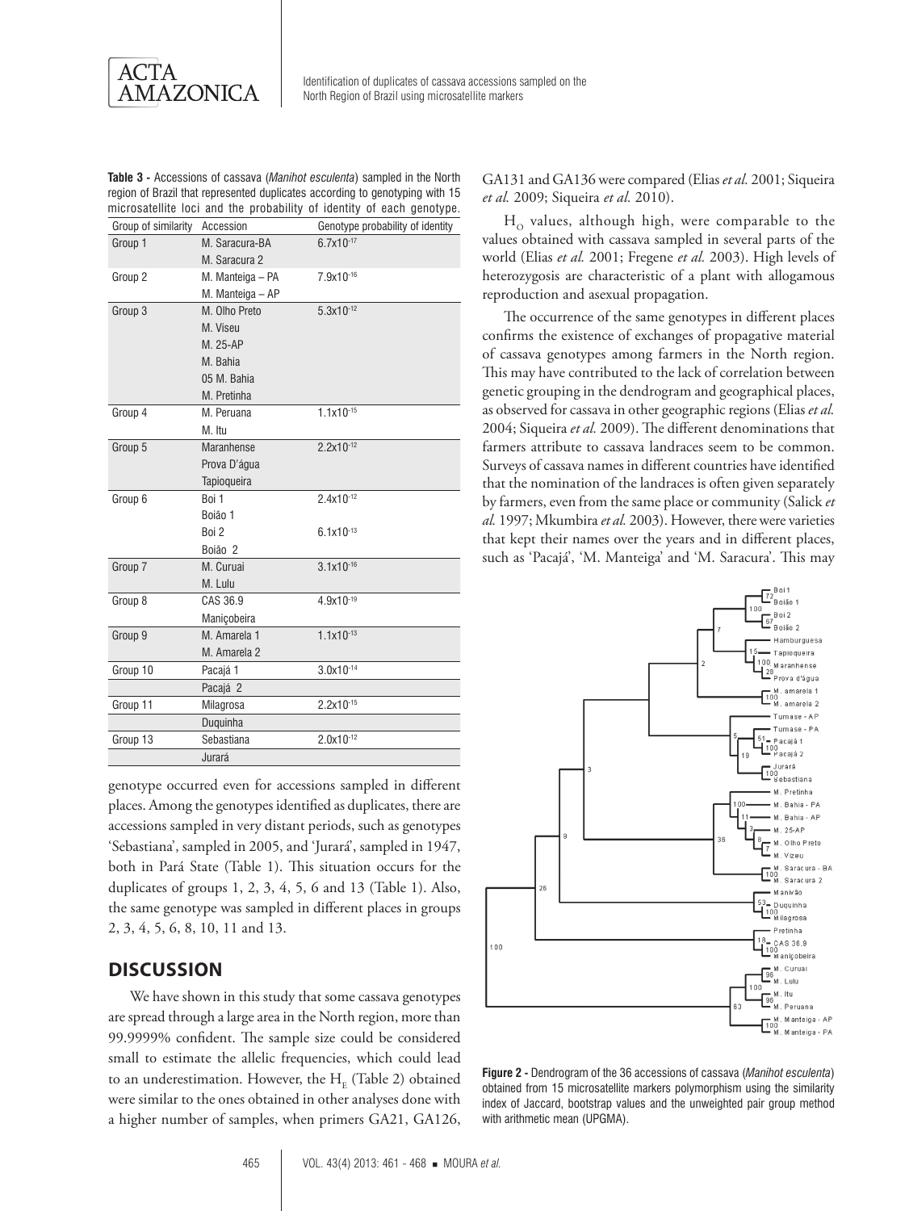**Table 3 -** Accessions of cassava (*Manihot esculenta*) sampled in the North region of Brazil that represented duplicates according to genotyping with 15 microsatellite loci and the probability of identity of each genotype.

| Group of similarity | Accession | Genotype probability of identity |
|---|---|---|
| Group 1 | M. Saracura-BA | $6.7x10^{-17}$ |
| | M. Saracura 2 | |
| Group 2 | M. Manteiga – PA | $7.9x10^{-16}$ |
| | M. Manteiga – AP | |
| Group 3 | M. Olho Preto | $5.3x10^{-12}$ |
| | M. Viseu | |
| | M. 25-AP | |
| | M. Bahia | |
| | 05 M. Bahia | |
| | M. Pretinha | |
| Group 4 | M. Peruana | $1.1x10^{-15}$ |
| | M. Itu | |
| Group 5 | Maranhense | $2.2x10^{-12}$ |
| | Prova D'água | |
| | Tapioqueira | |
| Group 6 | Boi 1 | $2.4x10^{-12}$ |
| | Boião 1 | |
| | Boi 2 | $6.1x10^{-13}$ |
| | Boião 2 | |
| Group 7 | M. Curuai | $3.1x10^{-16}$ |
| | M. Lulu | |
| Group 8 | CAS 36.9 | $4.9x10^{-19}$ |
| | Maniçobeira | |
| Group 9 | M. Amarela 1 | $1.1x10^{-13}$ |
| | M. Amarela 2 | |
| Group 10 | Pacajá 1 | $3.0x10^{-14}$ |
| | Pacajá 2 | |
| Group 11 | Milagrosa | $2.2x10^{-15}$ |
| | Duquinha | |
| Group 13 | Sebastiana | $2.0x10^{-12}$ |
| | Jurará | |

genotype occurred even for accessions sampled in different places. Among the genotypes identified as duplicates, there are accessions sampled in very distant periods, such as genotypes 'Sebastiana', sampled in 2005, and 'Jurará', sampled in 1947, both in Pará State (Table 1). This situation occurs for the duplicates of groups 1, 2, 3, 4, 5, 6 and 13 (Table 1). Also, the same genotype was sampled in different places in groups 2, 3, 4, 5, 6, 8, 10, 11 and 13.

## DISCUSSION

We have shown in this study that some cassava genotypes are spread through a large area in the North region, more than 99.9999% confident. The sample size could be considered small to estimate the allelic frequencies, which could lead to an underestimation. However, the $H_E$ (Table 2) obtained were similar to the ones obtained in other analyses done with a higher number of samples, when primers GA21, GA126, GA131 and GA136 were compared (Elias *et al.* 2001; Siqueira *et al.* 2009; Siqueira *et al.* 2010).

$H_O$ values, although high, were comparable to the values obtained with cassava sampled in several parts of the world (Elias *et al.* 2001; Fregene *et al.* 2003). High levels of heterozygosis are characteristic of a plant with allogamous reproduction and asexual propagation.

The occurrence of the same genotypes in different places confirms the existence of exchanges of propagative material of cassava genotypes among farmers in the North region. This may have contributed to the lack of correlation between genetic grouping in the dendrogram and geographical places, as observed for cassava in other geographic regions (Elias *et al.* 2004; Siqueira *et al.* 2009). The different denominations that farmers attribute to cassava landraces seem to be common. Surveys of cassava names in different countries have identified that the nomination of the landraces is often given separately by farmers, even from the same place or community (Salick *et al.* 1997; Mkumbira *et al.* 2003). However, there were varieties that kept their names over the years and in different places, such as 'Pacajá', 'M. Manteiga' and 'M. Saracura'. This may

**Figure 2 -** Dendrogram of the 36 accessions of cassava (*Manihot esculenta*) obtained from 15 microsatellite markers polymorphism using the similarity index of Jaccard, bootstrap values and the unweighted pair group method with arithmetic mean (UPGMA).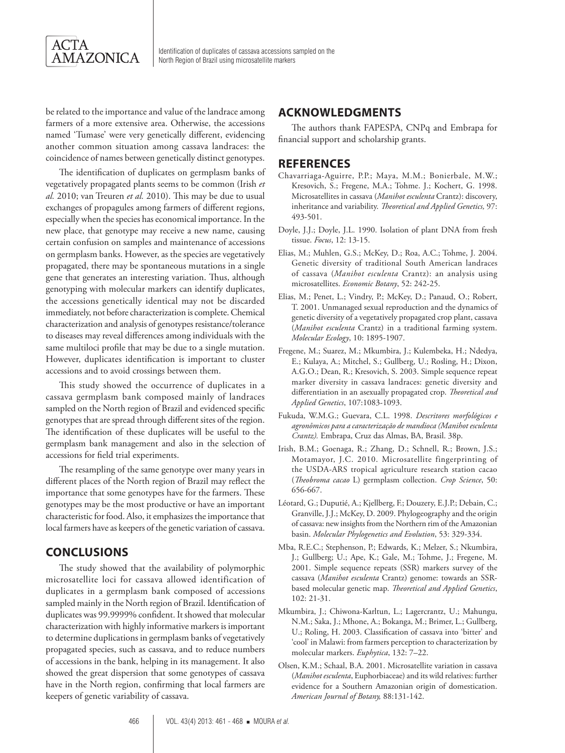be related to the importance and value of the landrace among farmers of a more extensive area. Otherwise, the accessions named 'Tumase' were very genetically different, evidencing another common situation among cassava landraces: the coincidence of names between genetically distinct genotypes.

The identification of duplicates on germplasm banks of vegetatively propagated plants seems to be common (Irish *et al.* 2010; van Treuren *et al.* 2010). This may be due to usual exchanges of propagules among farmers of different regions, especially when the species has economical importance. In the new place, that genotype may receive a new name, causing certain confusion on samples and maintenance of accessions on germplasm banks. However, as the species are vegetatively propagated, there may be spontaneous mutations in a single gene that generates an interesting variation. Thus, although genotyping with molecular markers can identify duplicates, the accessions genetically identical may not be discarded immediately, not before characterization is complete. Chemical characterization and analysis of genotypes resistance/tolerance to diseases may reveal differences among individuals with the same multiloci profile that may be due to a single mutation. However, duplicates identification is important to cluster accessions and to avoid crossings between them.

This study showed the occurrence of duplicates in a cassava germplasm bank composed mainly of landraces sampled on the North region of Brazil and evidenced specific genotypes that are spread through different sites of the region. The identification of these duplicates will be useful to the germplasm bank management and also in the selection of accessions for field trial experiments.

The resampling of the same genotype over many years in different places of the North region of Brazil may reflect the importance that some genotypes have for the farmers. These genotypes may be the most productive or have an important characteristic for food. Also, it emphasizes the importance that local farmers have as keepers of the genetic variation of cassava.

## CONCLUSIONS

The study showed that the availability of polymorphic microsatellite loci for cassava allowed identification of duplicates in a germplasm bank composed of accessions sampled mainly in the North region of Brazil. Identification of duplicates was 99.9999% confident. It showed that molecular characterization with highly informative markers is important to determine duplications in germplasm banks of vegetatively propagated species, such as cassava, and to reduce numbers of accessions in the bank, helping in its management. It also showed the great dispersion that some genotypes of cassava have in the North region, confirming that local farmers are keepers of genetic variability of cassava.

## ACKNOWLEDGMENTS

The authors thank FAPESPA, CNPq and Embrapa for financial support and scholarship grants.

## REFERENCES

Chavarriaga-Aguirre, P.P.; Maya, M.M.; Bonierbale, M.W.; Kresovich, S.; Fregene, M.A.; Tohme. J.; Kochert, G. 1998. Microsatellites in cassava (*Manihot esculenta* Crantz): discovery, inheritance and variability. *Theoretical and Applied Genetics,* 97: 493-501.

Doyle, J.J.; Doyle, J.L. 1990. Isolation of plant DNA from fresh tissue. *Focus*, 12: 13-15.

Elias, M.; Muhlen, G.S.; McKey, D.; Roa, A.C.; Tohme, J. 2004. Genetic diversity of traditional South American landraces of cassava (*Manihot esculenta* Crantz): an analysis using microsatellites. *Economic Botany*, 52: 242-25.

Elias, M.; Penet, L.; Vindry, P.; McKey, D.; Panaud, O.; Robert, T. 2001. Unmanaged sexual reproduction and the dynamics of genetic diversity of a vegetatively propagated crop plant, cassava (*Manihot esculenta* Crantz) in a traditional farming system. *Molecular Ecology*, 10: 1895-1907.

Fregene, M.; Suarez, M.; Mkumbira, J.; Kulembeka, H.; Ndedya, E.; Kulaya, A.; Mitchel, S.; Gullberg, U.; Rosling, H.; Dixon, A.G.O.; Dean, R.; Kresovich, S. 2003. Simple sequence repeat marker diversity in cassava landraces: genetic diversity and differentiation in an asexually propagated crop. *Theoretical and Applied Genetics*, 107:1083-1093.

Fukuda, W.M.G.; Guevara, C.L. 1998. *Descritores morfológicos e agronômicos para a caracterização de mandioca (Manihot esculenta Crantz).* Embrapa, Cruz das Almas, BA, Brasil. 38p.

Irish, B.M.; Goenaga, R.; Zhang, D.; Schnell, R.; Brown, J.S.; Motamayor, J.C. 2010. Microsatellite fingerprinting of the USDA-ARS tropical agriculture research station cacao (*Theobroma cacao* L) germplasm collection. *Crop Science*, 50: 656-667.

Léotard, G.; Duputié, A.; Kjellberg, F.; Douzery, E.J.P.; Debain, C.; Granville, J.J.; McKey, D. 2009. Phylogeography and the origin of cassava: new insights from the Northern rim of the Amazonian basin. *Molecular Phylogenetics and Evolution*, 53: 329-334.

Mba, R.E.C.; Stephenson, P.; Edwards, K.; Melzer, S.; Nkumbira, J.; Gullberg; U.; Ape, K.; Gale, M.; Tohme, J.; Fregene, M. 2001. Simple sequence repeats (SSR) markers survey of the cassava (*Manihot esculenta* Crantz) genome: towards an SSR-based molecular genetic map. *Theoretical and Applied Genetics*, 102: 21-31.

Mkumbira, J.; Chiwona-Karltun, L.; Lagercrantz, U.; Mahungu, N.M.; Saka, J.; Mhone, A.; Bokanga, M.; Brimer, L.; Gullberg, U.; Roling, H. 2003. Classification of cassava into 'bitter' and 'cool' in Malawi: from farmers perception to characterization by molecular markers. *Euphytica*, 132: 7–22.

Olsen, K.M.; Schaal, B.A. 2001. Microsatellite variation in cassava (*Manihot esculenta*, Euphorbiaceae) and its wild relatives: further evidence for a Southern Amazonian origin of domestication. *American Journal of Botany,* 88:131-142.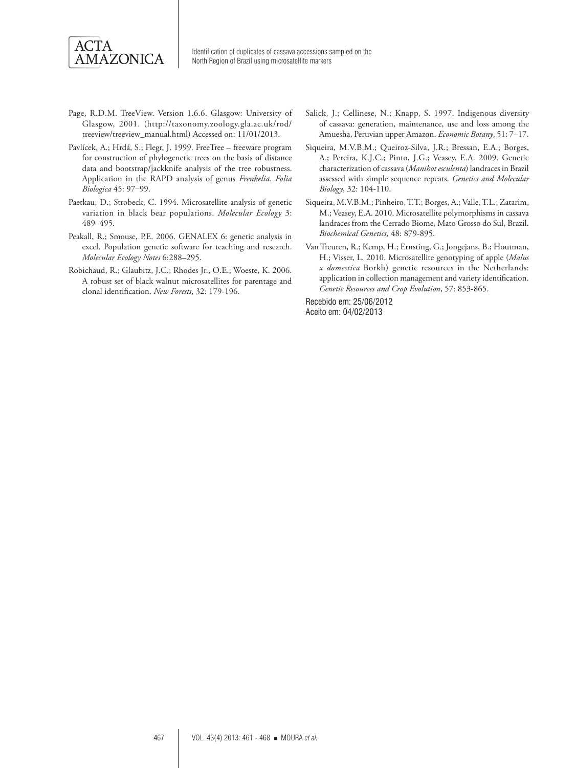Page, R.D.M. TreeView. Version 1.6.6. Glasgow: University of Glasgow, 2001. (http://taxonomy.zoology.gla.ac.uk/rod/treeview/treeview_manual.html) Accessed on: 11/01/2013.

Pavlícek, A.; Hrdá, S.; Flegr, J. 1999. FreeTree – freeware program for construction of phylogenetic trees on the basis of distance data and bootstrap/jackknife analysis of the tree robustness. Application in the RAPD analysis of genus *Frenkelia*. *Folia Biologica* 45: 97−99.

Paetkau, D.; Strobeck, C. 1994. Microsatellite analysis of genetic variation in black bear populations. *Molecular Ecology* 3: 489–495.

Peakall, R.; Smouse, P.E. 2006. GENALEX 6: genetic analysis in excel. Population genetic software for teaching and research. *Molecular Ecology Notes* 6:288–295.

Robichaud, R.; Glaubitz, J.C.; Rhodes Jr., O.E.; Woeste, K. 2006. A robust set of black walnut microsatellites for parentage and clonal identification. *New Forests*, 32: 179-196.

Salick, J.; Cellinese, N.; Knapp, S. 1997. Indigenous diversity of cassava: generation, maintenance, use and loss among the Amuesha, Peruvian upper Amazon. *Economic Botany*, 51: 7–17.

Siqueira, M.V.B.M.; Queiroz-Silva, J.R.; Bressan, E.A.; Borges, A.; Pereira, K.J.C.; Pinto, J.G.; Veasey, E.A. 2009. Genetic characterization of cassava (*Manihot esculenta*) landraces in Brazil assessed with simple sequence repeats. *Genetics and Molecular Biology*, 32: 104-110.

Siqueira, M.V.B.M.; Pinheiro, T.T.; Borges, A.; Valle, T.L.; Zatarim, M.; Veasey, E.A. 2010. Microsatellite polymorphisms in cassava landraces from the Cerrado Biome, Mato Grosso do Sul, Brazil. *Biochemical Genetics,* 48: 879-895.

Van Treuren, R.; Kemp, H.; Ernsting, G.; Jongejans, B.; Houtman, H.; Visser, L. 2010. Microsatellite genotyping of apple (*Malus x domestica* Borkh) genetic resources in the Netherlands: application in collection management and variety identification. *Genetic Resources and Crop Evolution*, 57: 853-865.

Recebido em: 25/06/2012
Aceito em: 04/02/2013